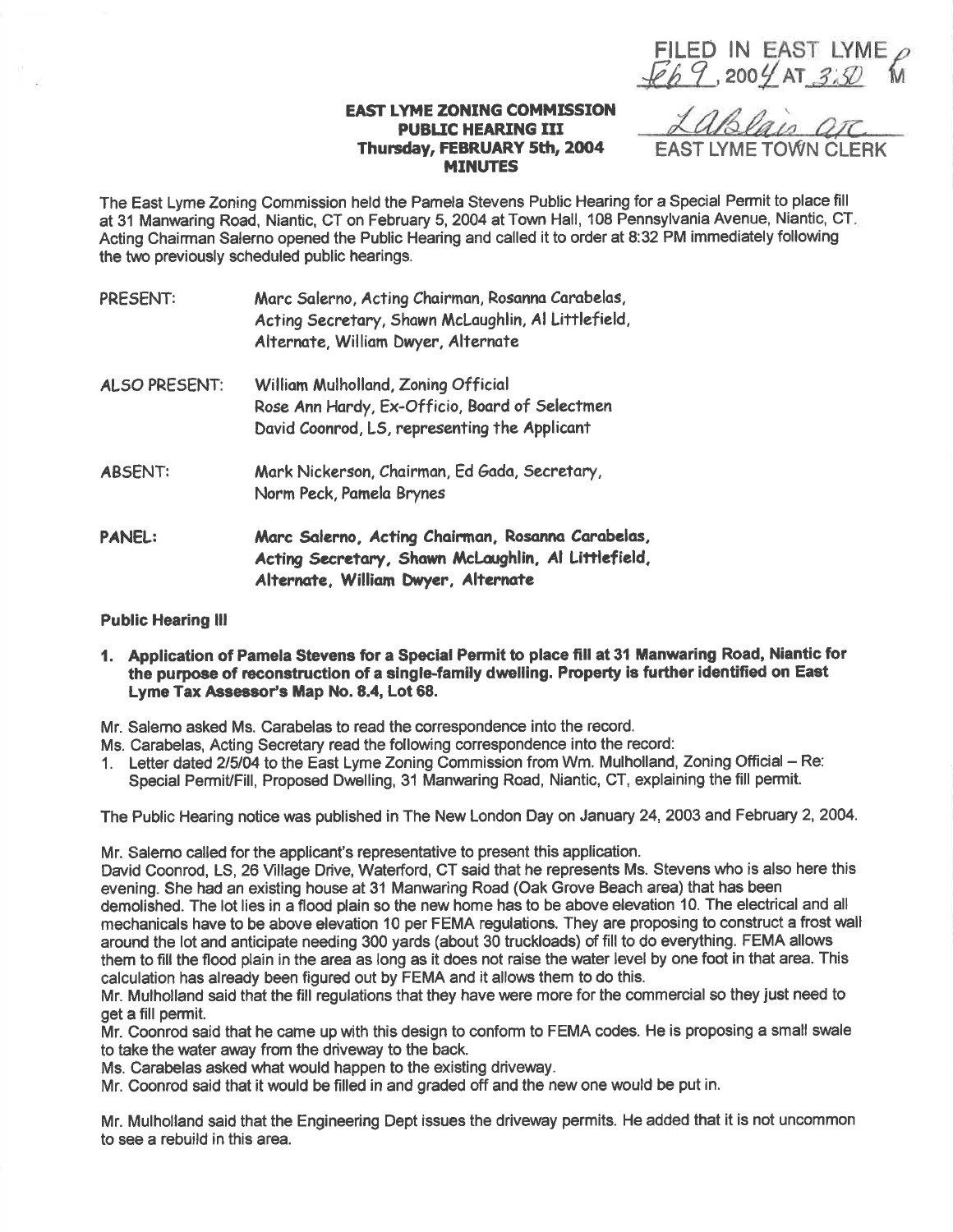FILED IN EAST LYME
Feb 9, 2004 AT 3:50 PM

LaBlais asc
EAST LYME TOWN CLERK

**EAST LYME ZONING COMMISSION**
**PUBLIC HEARING III**
**Thursday, FEBRUARY 5th, 2004**
**MINUTES**

The East Lyme Zoning Commission held the Pamela Stevens Public Hearing for a Special Permit to place fill at 31 Manwaring Road, Niantic, CT on February 5, 2004 at Town Hall, 108 Pennsylvania Avenue, Niantic, CT. Acting Chairman Salerno opened the Public Hearing and called it to order at 8:32 PM immediately following the two previously scheduled public hearings.

| | |
|---|---|
| PRESENT: | Marc Salerno, Acting Chairman, Rosanna Carabelas, Acting Secretary, Shawn McLaughlin, Al Littlefield, Alternate, William Dwyer, Alternate |
| ALSO PRESENT: | William Mulholland, Zoning Official<br>Rose Ann Hardy, Ex-Officio, Board of Selectmen<br>David Coonrod, LS, representing the Applicant |
| ABSENT: | Mark Nickerson, Chairman, Ed Gada, Secretary, Norm Peck, Pamela Brynes |
| **PANEL:** | **Marc Salerno, Acting Chairman, Rosanna Carabelas, Acting Secretary, Shawn McLaughlin, Al Littlefield, Alternate, William Dwyer, Alternate** |

**Public Hearing III**

1. **Application of Pamela Stevens for a Special Permit to place fill at 31 Manwaring Road, Niantic for the purpose of reconstruction of a single-family dwelling. Property is further identified on East Lyme Tax Assessor's Map No. 8.4, Lot 68.**

Mr. Salerno asked Ms. Carabelas to read the correspondence into the record.
Ms. Carabelas, Acting Secretary read the following correspondence into the record:

1. Letter dated 2/5/04 to the East Lyme Zoning Commission from Wm. Mulholland, Zoning Official – Re: Special Permit/Fill, Proposed Dwelling, 31 Manwaring Road, Niantic, CT, explaining the fill permit.

The Public Hearing notice was published in The New London Day on January 24, 2003 and February 2, 2004.

Mr. Salerno called for the applicant's representative to present this application.
David Coonrod, LS, 26 Village Drive, Waterford, CT said that he represents Ms. Stevens who is also here this evening. She had an existing house at 31 Manwaring Road (Oak Grove Beach area) that has been demolished. The lot lies in a flood plain so the new home has to be above elevation 10. The electrical and all mechanicals have to be above elevation 10 per FEMA regulations. They are proposing to construct a frost wall around the lot and anticipate needing 300 yards (about 30 truckloads) of fill to do everything. FEMA allows them to fill the flood plain in the area as long as it does not raise the water level by one foot in that area. This calculation has already been figured out by FEMA and it allows them to do this.
Mr. Mulholland said that the fill regulations that they have were more for the commercial so they just need to get a fill permit.
Mr. Coonrod said that he came up with this design to conform to FEMA codes. He is proposing a small swale to take the water away from the driveway to the back.
Ms. Carabelas asked what would happen to the existing driveway.
Mr. Coonrod said that it would be filled in and graded off and the new one would be put in.

Mr. Mulholland said that the Engineering Dept issues the driveway permits. He added that it is not uncommon to see a rebuild in this area.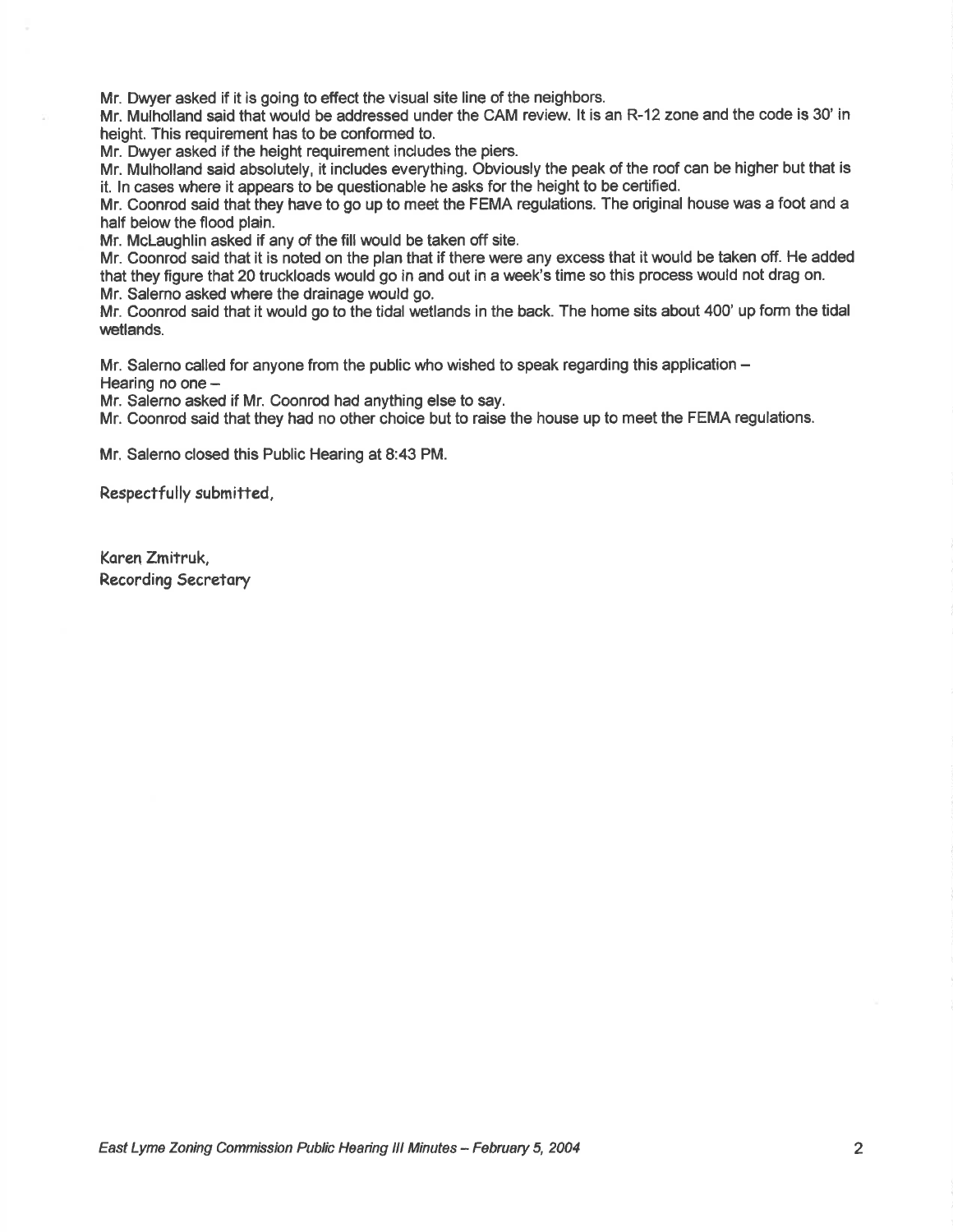Mr. Dwyer asked if it is going to effect the visual site line of the neighbors.

Mr. Mulholland said that would be addressed under the CAM review. It is an R-12 zone and the code is 30' in height. This requirement has to be conformed to.

Mr. Dwyer asked if the height requirement includes the piers.

Mr. Mulholland said absolutely, it includes everything. Obviously the peak of the roof can be higher but that is it. In cases where it appears to be questionable he asks for the height to be certified.

Mr. Coonrod said that they have to go up to meet the FEMA regulations. The original house was a foot and a half below the flood plain.

Mr. McLaughlin asked if any of the fill would be taken off site.

Mr. Coonrod said that it is noted on the plan that if there were any excess that it would be taken off. He added that they figure that 20 truckloads would go in and out in a week's time so this process would not drag on.

Mr. Salerno asked where the drainage would go.

Mr. Coonrod said that it would go to the tidal wetlands in the back. The home sits about 400' up form the tidal wetlands.

Mr. Salerno called for anyone from the public who wished to speak regarding this application –
Hearing no one –

Mr. Salerno asked if Mr. Coonrod had anything else to say.

Mr. Coonrod said that they had no other choice but to raise the house up to meet the FEMA regulations.

Mr. Salerno closed this Public Hearing at 8:43 PM.

Respectfully submitted,

Karen Zmitruk,
Recording Secretary